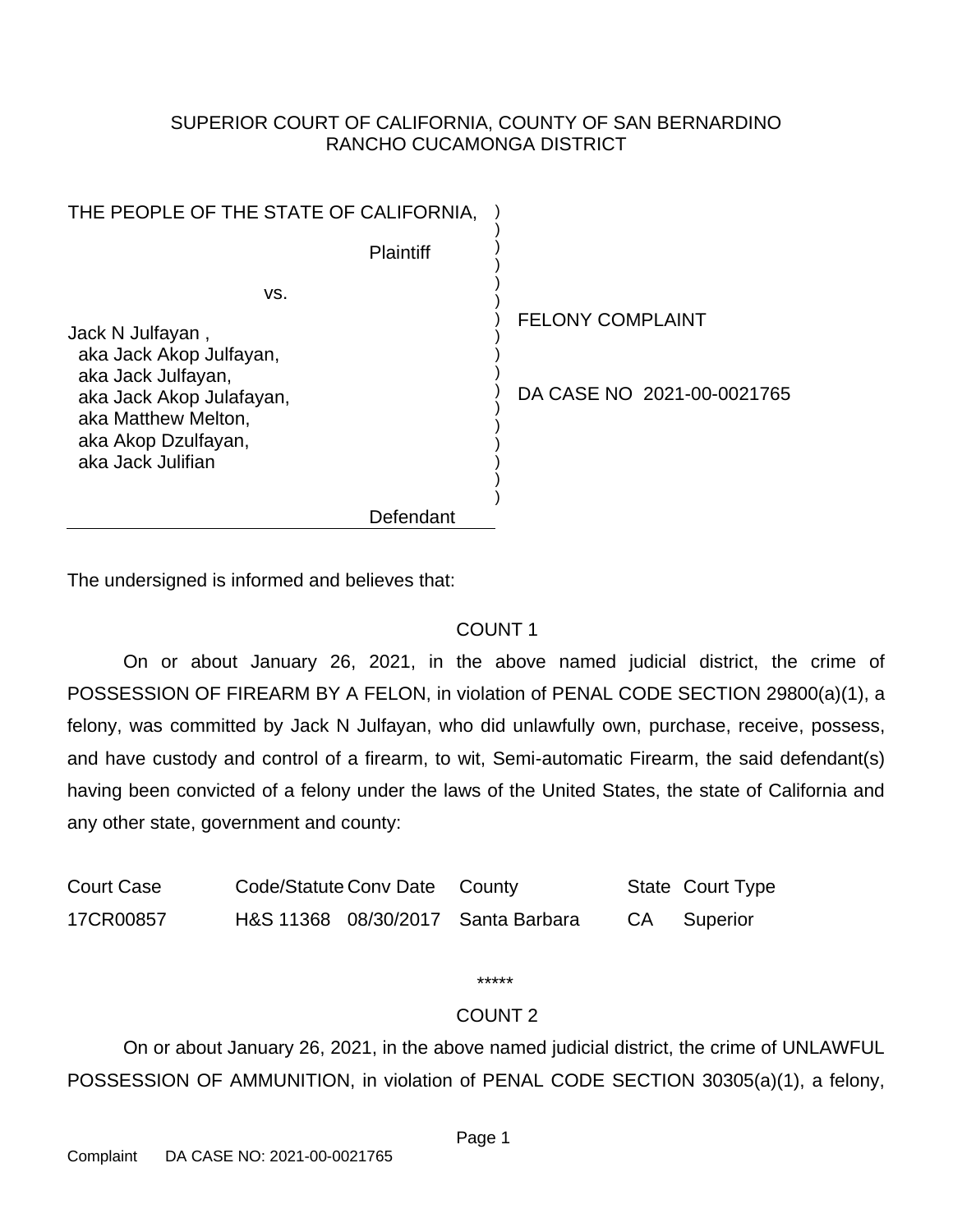SUPERIOR COURT OF CALIFORNIA, COUNTY OF SAN BERNARDINO
RANCHO CUCAMONGA DISTRICT

THE PEOPLE OF THE STATE OF CALIFORNIA,

Plaintiff

vs.

Jack N Julfayan ,
aka Jack Akop Julfayan,
aka Jack Julfayan,
aka Jack Akop Julafayan,
aka Matthew Melton,
aka Akop Dzulfayan,
aka Jack Julifian

Defendant

FELONY COMPLAINT

DA CASE NO 2021-00-0021765

The undersigned is informed and believes that:

COUNT 1

On or about January 26, 2021, in the above named judicial district, the crime of POSSESSION OF FIREARM BY A FELON, in violation of PENAL CODE SECTION 29800(a)(1), a felony, was committed by Jack N Julfayan, who did unlawfully own, purchase, receive, possess, and have custody and control of a firearm, to wit, Semi-automatic Firearm, the said defendant(s) having been convicted of a felony under the laws of the United States, the state of California and any other state, government and county:

| Court Case | Code/Statute | Conv Date | County | State | Court Type |
|---|---|---|---|---|---|
| 17CR00857 | H&S 11368 | 08/30/2017 | Santa Barbara | CA | Superior |

*****

COUNT 2

On or about January 26, 2021, in the above named judicial district, the crime of UNLAWFUL POSSESSION OF AMMUNITION, in violation of PENAL CODE SECTION 30305(a)(1), a felony,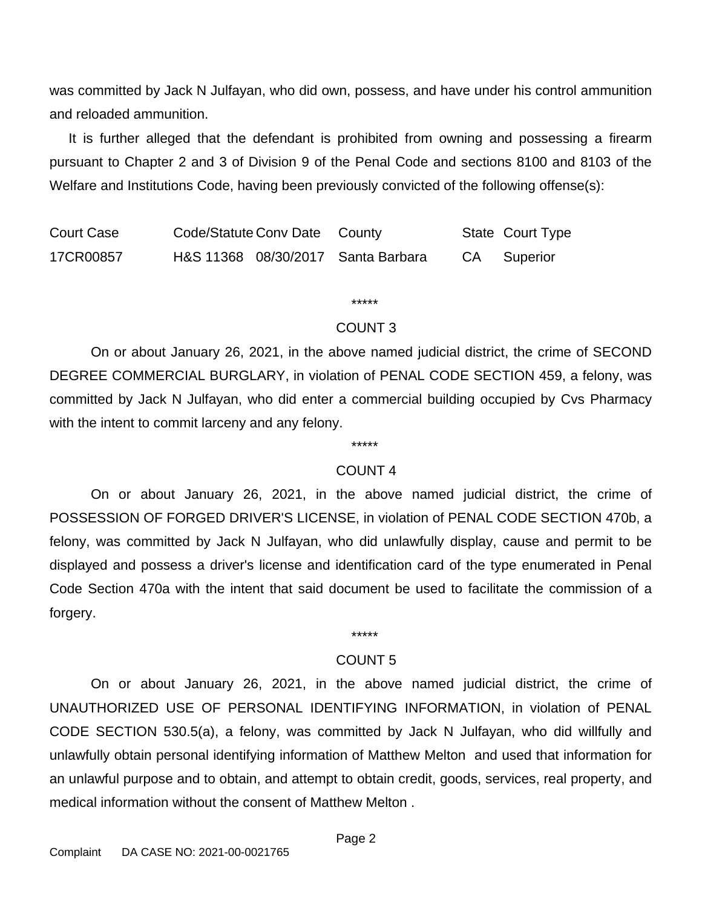was committed by Jack N Julfayan, who did own, possess, and have under his control ammunition and reloaded ammunition.

It is further alleged that the defendant is prohibited from owning and possessing a firearm pursuant to Chapter 2 and 3 of Division 9 of the Penal Code and sections 8100 and 8103 of the Welfare and Institutions Code, having been previously convicted of the following offense(s):

| Court Case | Code/Statute | Conv Date | County | State | Court Type |
|---|---|---|---|---|---|
| 17CR00857 | H&S 11368 | 08/30/2017 | Santa Barbara | CA | Superior |

*****

COUNT 3

On or about January 26, 2021, in the above named judicial district, the crime of SECOND DEGREE COMMERCIAL BURGLARY, in violation of PENAL CODE SECTION 459, a felony, was committed by Jack N Julfayan, who did enter a commercial building occupied by Cvs Pharmacy with the intent to commit larceny and any felony.

*****

COUNT 4

On or about January 26, 2021, in the above named judicial district, the crime of POSSESSION OF FORGED DRIVER'S LICENSE, in violation of PENAL CODE SECTION 470b, a felony, was committed by Jack N Julfayan, who did unlawfully display, cause and permit to be displayed and possess a driver's license and identification card of the type enumerated in Penal Code Section 470a with the intent that said document be used to facilitate the commission of a forgery.

*****

COUNT 5

On or about January 26, 2021, in the above named judicial district, the crime of UNAUTHORIZED USE OF PERSONAL IDENTIFYING INFORMATION, in violation of PENAL CODE SECTION 530.5(a), a felony, was committed by Jack N Julfayan, who did willfully and unlawfully obtain personal identifying information of Matthew Melton and used that information for an unlawful purpose and to obtain, and attempt to obtain credit, goods, services, real property, and medical information without the consent of Matthew Melton .

Complaint DA CASE NO: 2021-00-0021765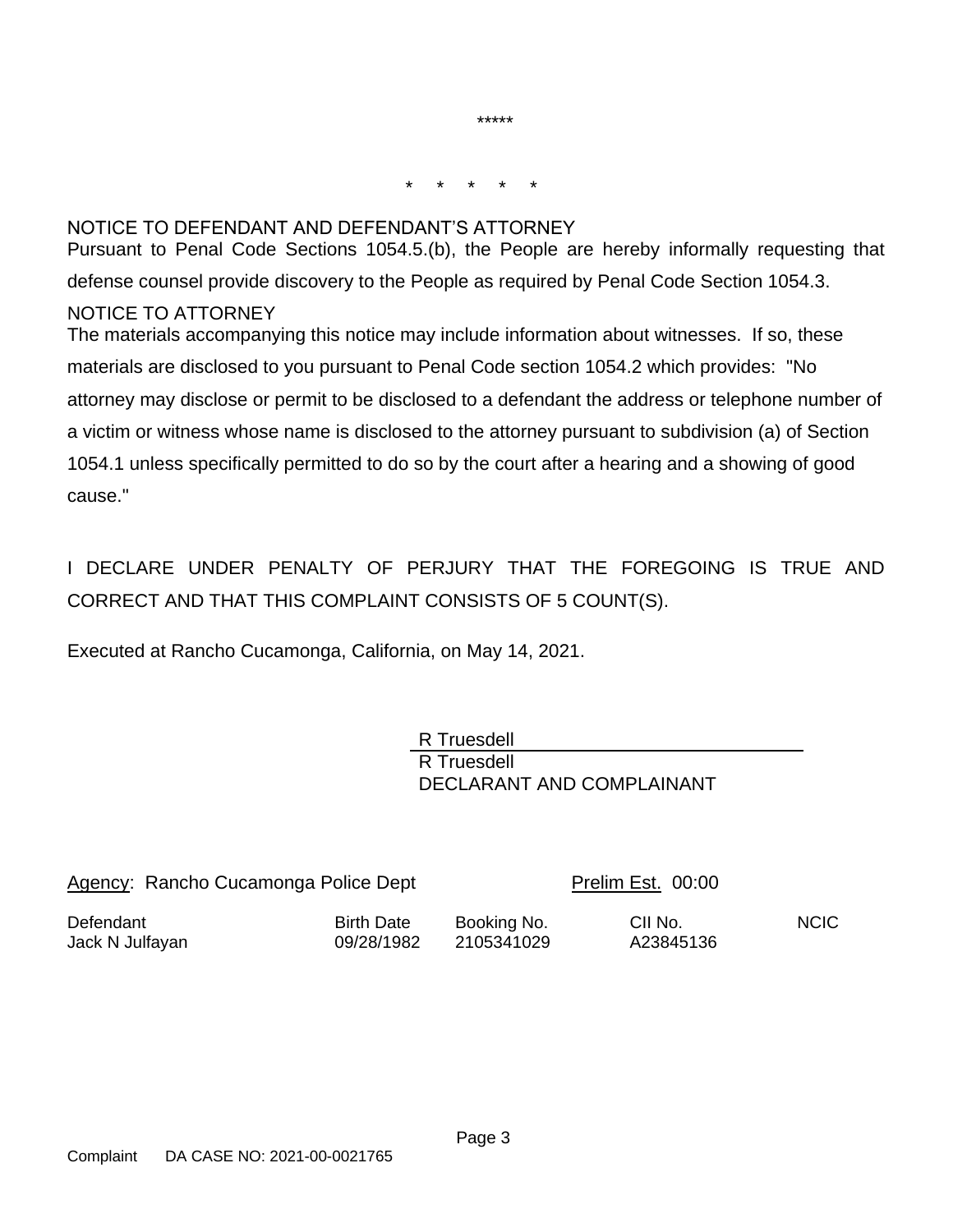\*\*\*\*\*

\* \* \* \* \*

NOTICE TO DEFENDANT AND DEFENDANT'S ATTORNEY

Pursuant to Penal Code Sections 1054.5.(b), the People are hereby informally requesting that defense counsel provide discovery to the People as required by Penal Code Section 1054.3.

NOTICE TO ATTORNEY

The materials accompanying this notice may include information about witnesses. If so, these materials are disclosed to you pursuant to Penal Code section 1054.2 which provides: "No attorney may disclose or permit to be disclosed to a defendant the address or telephone number of a victim or witness whose name is disclosed to the attorney pursuant to subdivision (a) of Section 1054.1 unless specifically permitted to do so by the court after a hearing and a showing of good cause."

I DECLARE UNDER PENALTY OF PERJURY THAT THE FOREGOING IS TRUE AND CORRECT AND THAT THIS COMPLAINT CONSISTS OF 5 COUNT(S).

Executed at Rancho Cucamonga, California, on May 14, 2021.

R Truesdell
R Truesdell
DECLARANT AND COMPLAINANT

Agency: Rancho Cucamonga Police Dept    Prelim Est. 00:00

| Defendant | Birth Date | Booking No. | CII No. | NCIC |
| --- | --- | --- | --- | --- |
| Jack N Julfayan | 09/28/1982 | 2105341029 | A23845136 | |

Complaint    DA CASE NO: 2021-00-0021765